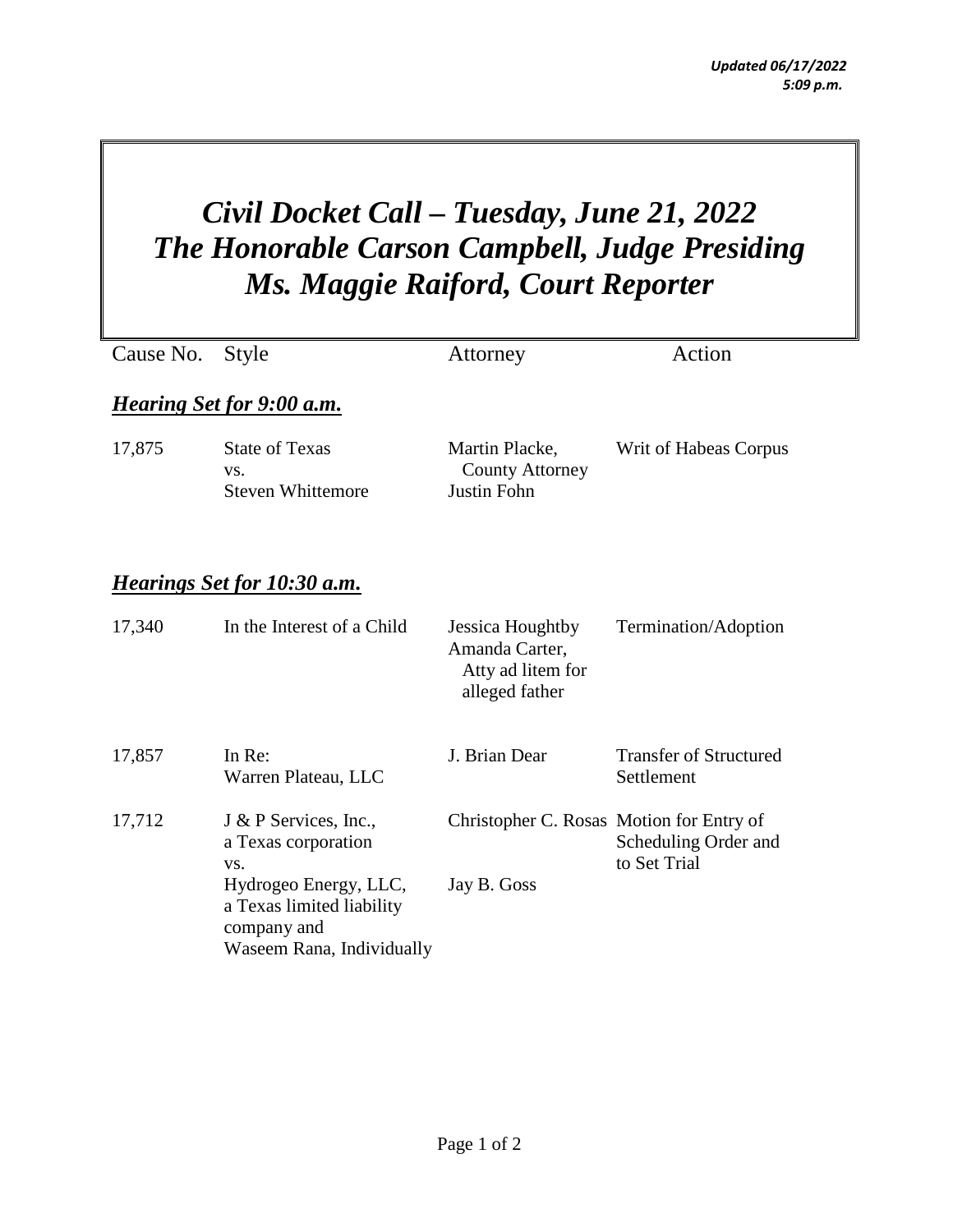*Updated 06/17/2022*
*5:09 p.m.*

# *Civil Docket Call – Tuesday, June 21, 2022*
# *The Honorable Carson Campbell, Judge Presiding*
# *Ms. Maggie Raiford, Court Reporter*

| Cause No. | Style | Attorney | Action |
|---|---|---|---|

### ***Hearing Set for 9:00 a.m.***

| Cause No. | Style | Attorney | Action |
|---|---|---|---|
| 17,875 | State of Texas vs. Steven Whittemore | Martin Placke, County Attorney<br>Justin Fohn | Writ of Habeas Corpus |

### ***Hearings Set for 10:30 a.m.***

| Cause No. | Style | Attorney | Action |
|---|---|---|---|
| 17,340 | In the Interest of a Child | Jessica Houghtby<br>Amanda Carter, Atty ad litem for alleged father | Termination/Adoption |
| 17,857 | In Re: Warren Plateau, LLC | J. Brian Dear | Transfer of Structured Settlement |
| 17,712 | J & P Services, Inc., a Texas corporation vs. Hydrogeo Energy, LLC, a Texas limited liability company and Waseem Rana, Individually | Christopher C. Rosas<br>Jay B. Goss | Motion for Entry of Scheduling Order and to Set Trial |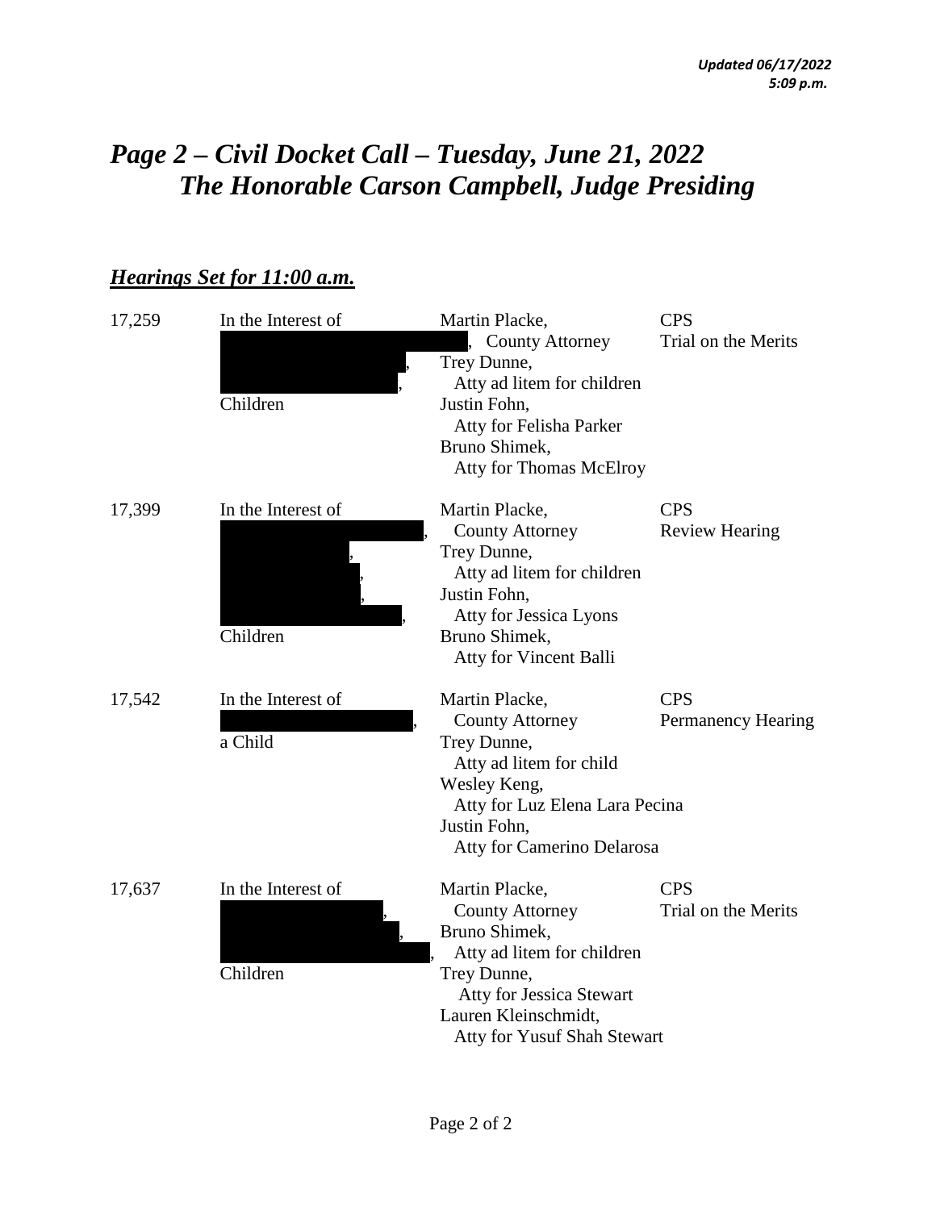*Updated 06/17/2022*
*5:09 p.m.*

# *Page 2 – Civil Docket Call – Tuesday, June 21, 2022*
# *The Honorable Carson Campbell, Judge Presiding*

## ***Hearings Set for 11:00 a.m.***

| | | | |
|---|---|---|---|
| 17,259 | In the Interest of [REDACTED], [REDACTED], [REDACTED], Children | Martin Placke, [REDACTED], County Attorney<br>Trey Dunne, Atty ad litem for children<br>Justin Fohn, Atty for Felisha Parker<br>Bruno Shimek, Atty for Thomas McElroy | CPS<br>Trial on the Merits |
| 17,399 | In the Interest of [REDACTED], [REDACTED], [REDACTED], [REDACTED], [REDACTED], Children | Martin Placke, County Attorney<br>Trey Dunne, Atty ad litem for children<br>Justin Fohn, Atty for Jessica Lyons<br>Bruno Shimek, Atty for Vincent Balli | CPS<br>Review Hearing |
| 17,542 | In the Interest of [REDACTED], a Child | Martin Placke, County Attorney<br>Trey Dunne, Atty ad litem for child<br>Wesley Keng, Atty for Luz Elena Lara Pecina<br>Justin Fohn, Atty for Camerino Delarosa | CPS<br>Permanency Hearing |
| 17,637 | In the Interest of [REDACTED], [REDACTED], [REDACTED], Children | Martin Placke, County Attorney<br>Bruno Shimek, Atty ad litem for children<br>Trey Dunne, Atty for Jessica Stewart<br>Lauren Kleinschmidt, Atty for Yusuf Shah Stewart | CPS<br>Trial on the Merits |